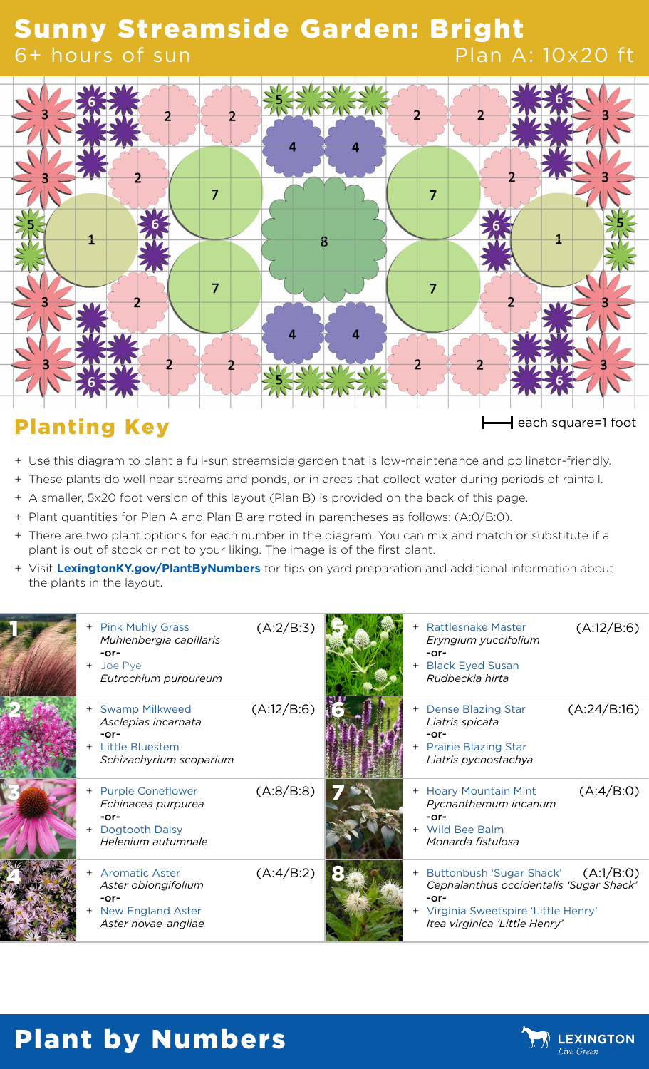# Sunny Streamside Garden: Bright

6+ hours of sun

Plan A: 10x20 ft

## Planting Key

each square=1 foot

- Use this diagram to plant a full-sun streamside garden that is low-maintenance and pollinator-friendly.
- These plants do well near streams and ponds, or in areas that collect water during periods of rainfall.
- A smaller, 5x20 foot version of this layout (Plan B) is provided on the back of this page.
- Plant quantities for Plan A and Plan B are noted in parentheses as follows: (A:0/B:0).
- There are two plant options for each number in the diagram. You can mix and match or substitute if a plant is out of stock or not to your liking. The image is of the first plant.
- Visit **LexingtonKY.gov/PlantByNumbers** for tips on yard preparation and additional information about the plants in the layout.

| # | Plants | Quantity |
|---|---|---|
| 1 | Pink Muhly Grass *Muhlenbergia capillaris* -or- Joe Pye *Eutrochium purpureum* | (A:2/B:3) |
| 2 | Swamp Milkweed *Asclepias incarnata* -or- Little Bluestem *Schizachyrium scoparium* | (A:12/B:6) |
| 3 | Purple Coneflower *Echinacea purpurea* -or- Dogtooth Daisy *Helenium autumnale* | (A:8/B:8) |
| 4 | Aromatic Aster *Aster oblongifolium* -or- New England Aster *Aster novae-angliae* | (A:4/B:2) |
| 5 | Rattlesnake Master *Eryngium yuccifolium* -or- Black Eyed Susan *Rudbeckia hirta* | (A:12/B:6) |
| 6 | Dense Blazing Star *Liatris spicata* -or- Prairie Blazing Star *Liatris pycnostachya* | (A:24/B:16) |
| 7 | Hoary Mountain Mint *Pycnanthemum incanum* -or- Wild Bee Balm *Monarda fistulosa* | (A:4/B:0) |
| 8 | Buttonbush 'Sugar Shack' *Cephalanthus occidentalis 'Sugar Shack'* -or- Virginia Sweetspire 'Little Henry' *Itea virginica 'Little Henry'* | (A:1/B:0) |

# Plant by Numbers

LEXINGTON Live Green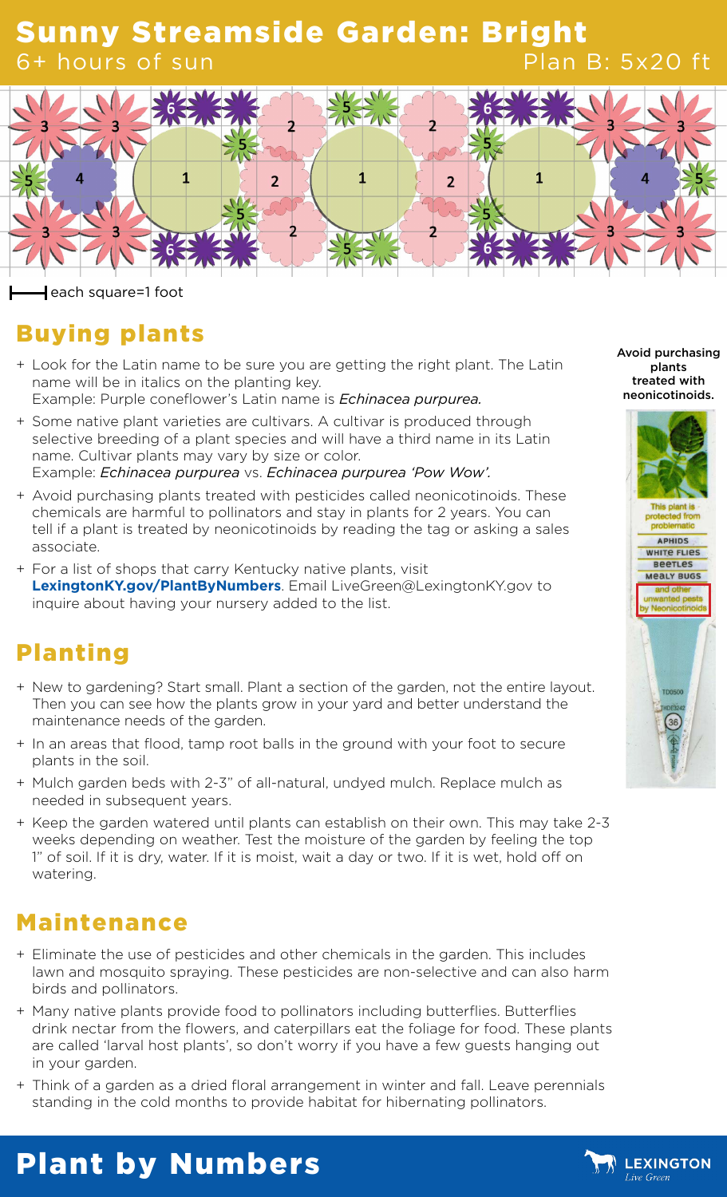# Sunny Streamside Garden: Bright

6+ hours of sun

Plan B: 5x20 ft

each square=1 foot

## Buying plants

- Look for the Latin name to be sure you are getting the right plant. The Latin name will be in italics on the planting key.
  Example: Purple coneflower's Latin name is *Echinacea purpurea.*
- Some native plant varieties are cultivars. A cultivar is produced through selective breeding of a plant species and will have a third name in its Latin name. Cultivar plants may vary by size or color.
  Example: *Echinacea purpurea* vs. *Echinacea purpurea 'Pow Wow'.*
- Avoid purchasing plants treated with pesticides called neonicotinoids. These chemicals are harmful to pollinators and stay in plants for 2 years. You can tell if a plant is treated by neonicotinoids by reading the tag or asking a sales associate.
- For a list of shops that carry Kentucky native plants, visit **LexingtonKY.gov/PlantByNumbers**. Email LiveGreen@LexingtonKY.gov to inquire about having your nursery added to the list.

**Avoid purchasing plants treated with neonicotinoids.**

## Planting

- New to gardening? Start small. Plant a section of the garden, not the entire layout. Then you can see how the plants grow in your yard and better understand the maintenance needs of the garden.
- In an areas that flood, tamp root balls in the ground with your foot to secure plants in the soil.
- Mulch garden beds with 2-3" of all-natural, undyed mulch. Replace mulch as needed in subsequent years.
- Keep the garden watered until plants can establish on their own. This may take 2-3 weeks depending on weather. Test the moisture of the garden by feeling the top 1" of soil. If it is dry, water. If it is moist, wait a day or two. If it is wet, hold off on watering.

## Maintenance

- Eliminate the use of pesticides and other chemicals in the garden. This includes lawn and mosquito spraying. These pesticides are non-selective and can also harm birds and pollinators.
- Many native plants provide food to pollinators including butterflies. Butterflies drink nectar from the flowers, and caterpillars eat the foliage for food. These plants are called 'larval host plants', so don't worry if you have a few guests hanging out in your garden.
- Think of a garden as a dried floral arrangement in winter and fall. Leave perennials standing in the cold months to provide habitat for hibernating pollinators.

# Plant by Numbers